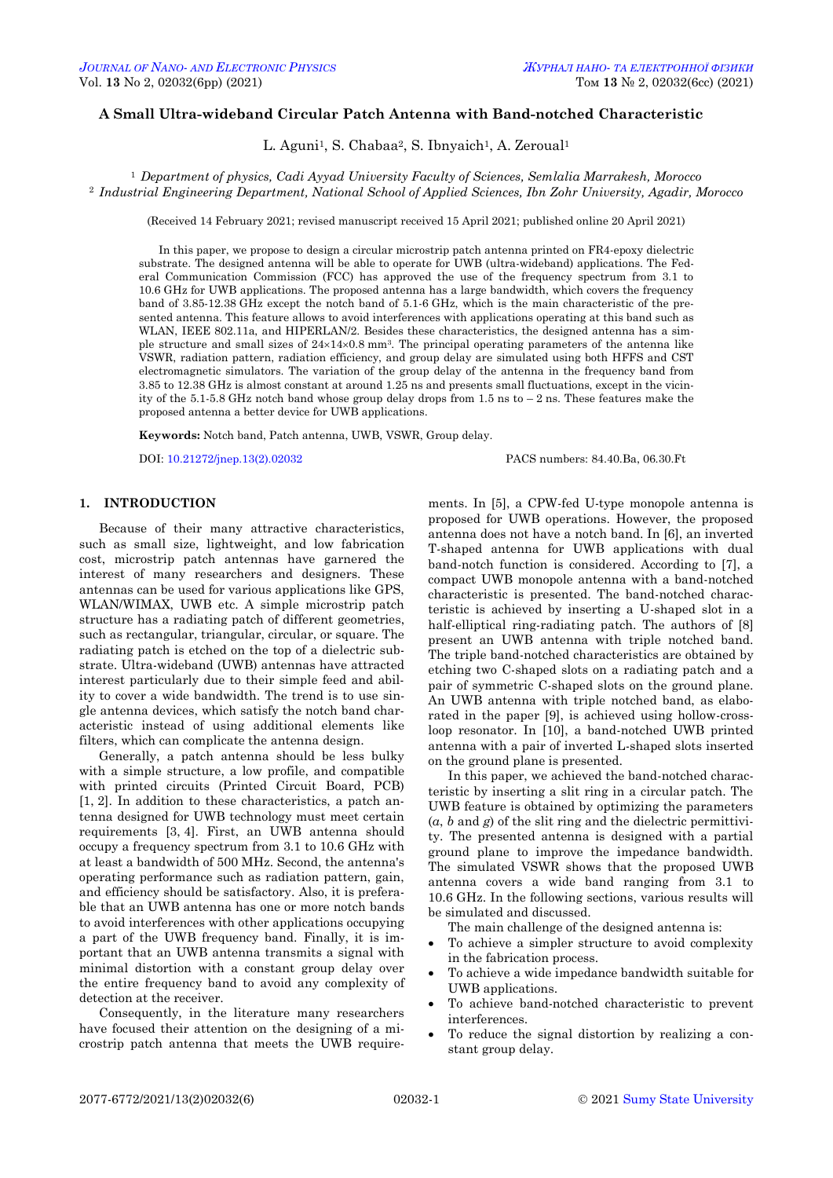# A Small Ultra-wideband Circular Patch Antenna with Band-notched Characteristic

L. Aguni[1], S. Chabaa[2], S. Ibnyaich[1], A. Zeroual[1]

[1] *Department of physics, Cadi Ayyad University Faculty of Sciences, Semlalia Marrakesh, Morocco*
[2] *Industrial Engineering Department, National School of Applied Sciences, Ibn Zohr University, Agadir, Morocco*

(Received 14 February 2021; revised manuscript received 15 April 2021; published online 20 April 2021)

In this paper, we propose to design a circular microstrip patch antenna printed on FR4-epoxy dielectric substrate. The designed antenna will be able to operate for UWB (ultra-wideband) applications. The Federal Communication Commission (FCC) has approved the use of the frequency spectrum from 3.1 to 10.6 GHz for UWB applications. The proposed antenna has a large bandwidth, which covers the frequency band of 3.85-12.38 GHz except the notch band of 5.1-6 GHz, which is the main characteristic of the presented antenna. This feature allows to avoid interferences with applications operating at this band such as WLAN, IEEE 802.11a, and HIPERLAN/2. Besides these characteristics, the designed antenna has a simple structure and small sizes of 24×14×0.8 mm³. The principal operating parameters of the antenna like VSWR, radiation pattern, radiation efficiency, and group delay are simulated using both HFFS and CST electromagnetic simulators. The variation of the group delay of the antenna in the frequency band from 3.85 to 12.38 GHz is almost constant at around 1.25 ns and presents small fluctuations, except in the vicinity of the 5.1-5.8 GHz notch band whose group delay drops from 1.5 ns to – 2 ns. These features make the proposed antenna a better device for UWB applications.

**Keywords:** Notch band, Patch antenna, UWB, VSWR, Group delay.

DOI: 10.21272/jnep.13(2).02032 PACS numbers: 84.40.Ba, 06.30.Ft

## 1. INTRODUCTION

Because of their many attractive characteristics, such as small size, lightweight, and low fabrication cost, microstrip patch antennas have garnered the interest of many researchers and designers. These antennas can be used for various applications like GPS, WLAN/WIMAX, UWB etc. A simple microstrip patch structure has a radiating patch of different geometries, such as rectangular, triangular, circular, or square. The radiating patch is etched on the top of a dielectric substrate. Ultra-wideband (UWB) antennas have attracted interest particularly due to their simple feed and ability to cover a wide bandwidth. The trend is to use single antenna devices, which satisfy the notch band characteristic instead of using additional elements like filters, which can complicate the antenna design.

Generally, a patch antenna should be less bulky with a simple structure, a low profile, and compatible with printed circuits (Printed Circuit Board, PCB) [1, 2]. In addition to these characteristics, a patch antenna designed for UWB technology must meet certain requirements [3, 4]. First, an UWB antenna should occupy a frequency spectrum from 3.1 to 10.6 GHz with at least a bandwidth of 500 MHz. Second, the antenna's operating performance such as radiation pattern, gain, and efficiency should be satisfactory. Also, it is preferable that an UWB antenna has one or more notch bands to avoid interferences with other applications occupying a part of the UWB frequency band. Finally, it is important that an UWB antenna transmits a signal with minimal distortion with a constant group delay over the entire frequency band to avoid any complexity of detection at the receiver.

Consequently, in the literature many researchers have focused their attention on the designing of a microstrip patch antenna that meets the UWB requirements. In [5], a CPW-fed U-type monopole antenna is proposed for UWB operations. However, the proposed antenna does not have a notch band. In [6], an inverted T-shaped antenna for UWB applications with dual band-notch function is considered. According to [7], a compact UWB monopole antenna with a band-notched characteristic is presented. The band-notched characteristic is achieved by inserting a U-shaped slot in a half-elliptical ring-radiating patch. The authors of [8] present an UWB antenna with triple notched band. The triple band-notched characteristics are obtained by etching two C-shaped slots on a radiating patch and a pair of symmetric C-shaped slots on the ground plane. An UWB antenna with triple notched band, as elaborated in the paper [9], is achieved using hollow-cross-loop resonator. In [10], a band-notched UWB printed antenna with a pair of inverted L-shaped slots inserted on the ground plane is presented.

In this paper, we achieved the band-notched characteristic by inserting a slit ring in a circular patch. The UWB feature is obtained by optimizing the parameters ($a$, $b$ and $g$) of the slit ring and the dielectric permittivity. The presented antenna is designed with a partial ground plane to improve the impedance bandwidth. The simulated VSWR shows that the proposed UWB antenna covers a wide band ranging from 3.1 to 10.6 GHz. In the following sections, various results will be simulated and discussed.

The main challenge of the designed antenna is:

- To achieve a simpler structure to avoid complexity in the fabrication process.
- To achieve a wide impedance bandwidth suitable for UWB applications.
- To achieve band-notched characteristic to prevent interferences.
- To reduce the signal distortion by realizing a constant group delay.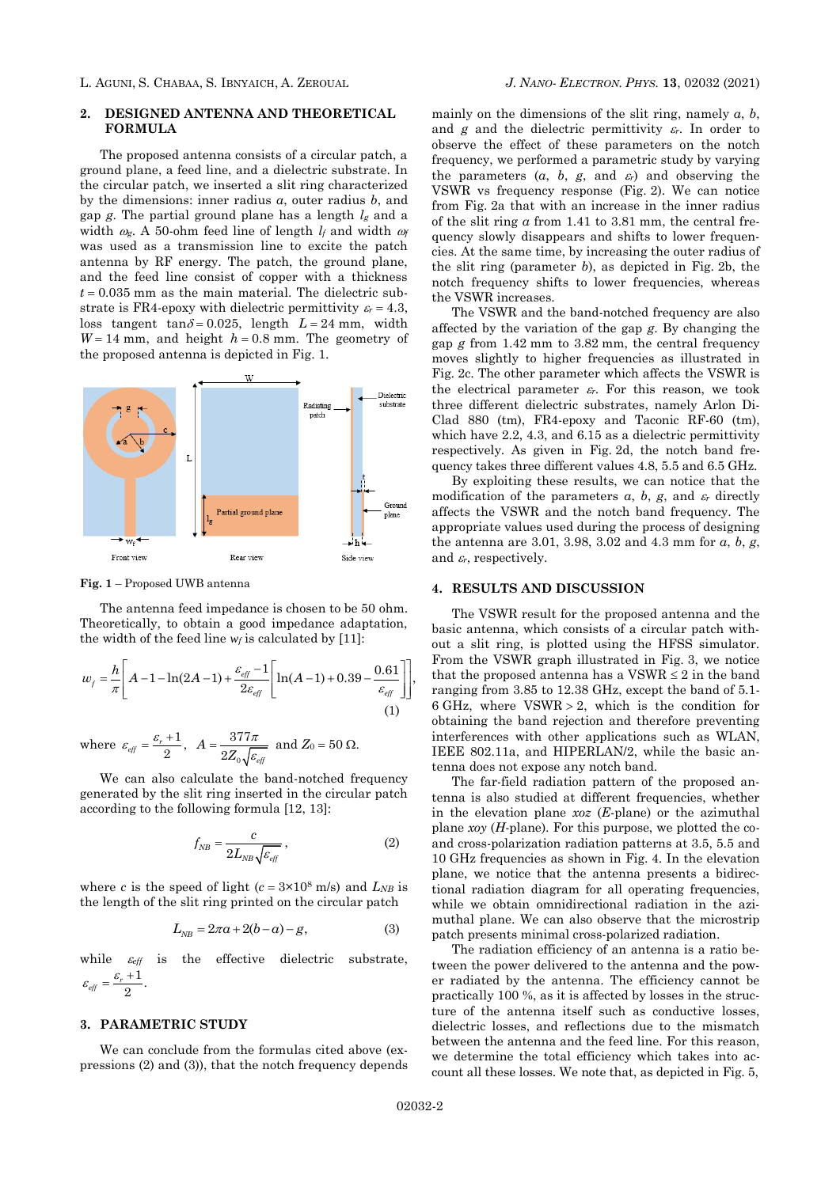## 2. DESIGNED ANTENNA AND THEORETICAL FORMULA

The proposed antenna consists of a circular patch, a ground plane, a feed line, and a dielectric substrate. In the circular patch, we inserted a slit ring characterized by the dimensions: inner radius $a$, outer radius $b$, and gap $g$. The partial ground plane has a length $l_g$ and a width $\omega_g$. A 50-ohm feed line of length $l_f$ and width $\omega_f$ was used as a transmission line to excite the patch antenna by RF energy. The patch, the ground plane, and the feed line consist of copper with a thickness $t = 0.035$ mm as the main material. The dielectric substrate is FR4-epoxy with dielectric permittivity $\varepsilon_r = 4.3$, loss tangent $\tan\delta = 0.025$, length $L = 24$ mm, width $W = 14$ mm, and height $h = 0.8$ mm. The geometry of the proposed antenna is depicted in Fig. 1.

**Fig. 1** – Proposed UWB antenna

The antenna feed impedance is chosen to be 50 ohm. Theoretically, to obtain a good impedance adaptation, the width of the feed line $w_f$ is calculated by [11]:

$$w_f = \frac{h}{\pi}\left[A - 1 - \ln(2A-1) + \frac{\varepsilon_{eff}-1}{2\varepsilon_{eff}}\left[\ln(A-1) + 0.39 - \frac{0.61}{\varepsilon_{eff}}\right]\right], \quad (1)$$

where $\varepsilon_{eff} = \dfrac{\varepsilon_r + 1}{2}$, $A = \dfrac{377\pi}{2Z_0\sqrt{\varepsilon_{eff}}}$ and $Z_0 = 50\ \Omega$.

We can also calculate the band-notched frequency generated by the slit ring inserted in the circular patch according to the following formula [12, 13]:

$$f_{NB} = \frac{c}{2L_{NB}\sqrt{\varepsilon_{eff}}}, \quad (2)$$

where $c$ is the speed of light ($c = 3\times10^8$ m/s) and $L_{NB}$ is the length of the slit ring printed on the circular patch

$$L_{NB} = 2\pi a + 2(b-a) - g, \quad (3)$$

while $\varepsilon_{eff}$ is the effective dielectric substrate, $\varepsilon_{eff} = \dfrac{\varepsilon_r + 1}{2}$.

## 3. PARAMETRIC STUDY

We can conclude from the formulas cited above (expressions (2) and (3)), that the notch frequency depends mainly on the dimensions of the slit ring, namely $a$, $b$, and $g$ and the dielectric permittivity $\varepsilon_r$. In order to observe the effect of these parameters on the notch frequency, we performed a parametric study by varying the parameters ($a$, $b$, $g$, and $\varepsilon_r$) and observing the VSWR vs frequency response (Fig. 2). We can notice from Fig. 2a that with an increase in the inner radius of the slit ring $a$ from 1.41 to 3.81 mm, the central frequency slowly disappears and shifts to lower frequencies. At the same time, by increasing the outer radius of the slit ring (parameter $b$), as depicted in Fig. 2b, the notch frequency shifts to lower frequencies, whereas the VSWR increases.

The VSWR and the band-notched frequency are also affected by the variation of the gap $g$. By changing the gap $g$ from 1.42 mm to 3.82 mm, the central frequency moves slightly to higher frequencies as illustrated in Fig. 2c. The other parameter which affects the VSWR is the electrical parameter $\varepsilon_r$. For this reason, we took three different dielectric substrates, namely Arlon DiClad 880 (tm), FR4-epoxy and Taconic RF-60 (tm), which have 2.2, 4.3, and 6.15 as a dielectric permittivity respectively. As given in Fig. 2d, the notch band frequency takes three different values 4.8, 5.5 and 6.5 GHz.

By exploiting these results, we can notice that the modification of the parameters $a$, $b$, $g$, and $\varepsilon_r$ directly affects the VSWR and the notch band frequency. The appropriate values used during the process of designing the antenna are 3.01, 3.98, 3.02 and 4.3 mm for $a$, $b$, $g$, and $\varepsilon_r$, respectively.

## 4. RESULTS AND DISCUSSION

The VSWR result for the proposed antenna and the basic antenna, which consists of a circular patch without a slit ring, is plotted using the HFSS simulator. From the VSWR graph illustrated in Fig. 3, we notice that the proposed antenna has a VSWR ≤ 2 in the band ranging from 3.85 to 12.38 GHz, except the band of 5.1-6 GHz, where VSWR > 2, which is the condition for obtaining the band rejection and therefore preventing interferences with other applications such as WLAN, IEEE 802.11a, and HIPERLAN/2, while the basic antenna does not expose any notch band.

The far-field radiation pattern of the proposed antenna is also studied at different frequencies, whether in the elevation plane *xoz* (*E*-plane) or the azimuthal plane *xoy* (*H*-plane). For this purpose, we plotted the co- and cross-polarization radiation patterns at 3.5, 5.5 and 10 GHz frequencies as shown in Fig. 4. In the elevation plane, we notice that the antenna presents a bidirectional radiation diagram for all operating frequencies, while we obtain omnidirectional radiation in the azimuthal plane. We can also observe that the microstrip patch presents minimal cross-polarized radiation.

The radiation efficiency of an antenna is a ratio between the power delivered to the antenna and the power radiated by the antenna. The efficiency cannot be practically 100 %, as it is affected by losses in the structure of the antenna itself such as conductive losses, dielectric losses, and reflections due to the mismatch between the antenna and the feed line. For this reason, we determine the total efficiency which takes into account all these losses. We note that, as depicted in Fig. 5,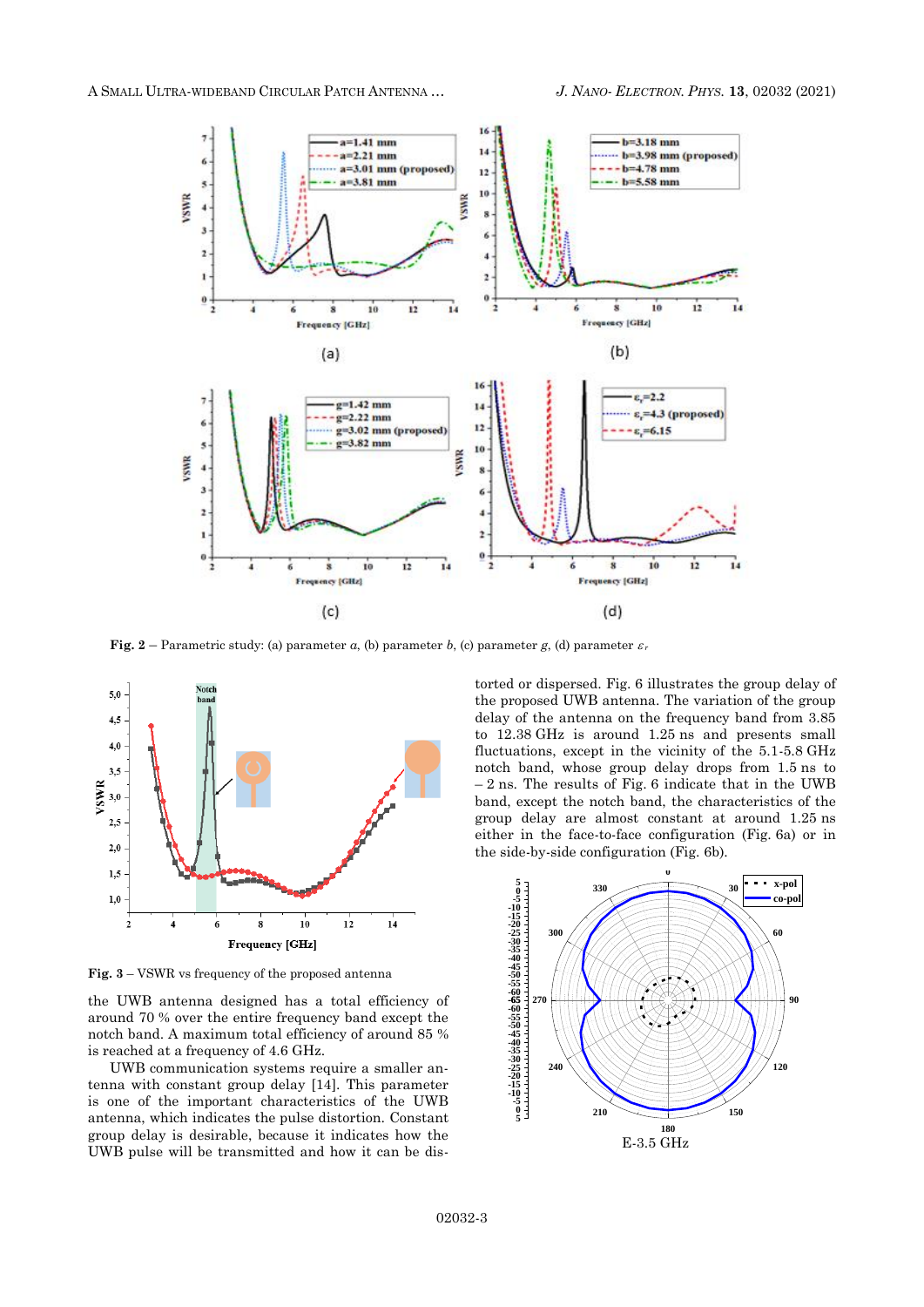**Fig. 2** – Parametric study: (a) parameter $a$, (b) parameter $b$, (c) parameter $g$, (d) parameter $\varepsilon_r$

**Fig. 3** – VSWR vs frequency of the proposed antenna

the UWB antenna designed has a total efficiency of around 70 % over the entire frequency band except the notch band. A maximum total efficiency of around 85 % is reached at a frequency of 4.6 GHz.

UWB communication systems require a smaller antenna with constant group delay [14]. This parameter is one of the important characteristics of the UWB antenna, which indicates the pulse distortion. Constant group delay is desirable, because it indicates how the UWB pulse will be transmitted and how it can be distorted or dispersed. Fig. 6 illustrates the group delay of the proposed UWB antenna. The variation of the group delay of the antenna on the frequency band from 3.85 to 12.38 GHz is around 1.25 ns and presents small fluctuations, except in the vicinity of the 5.1-5.8 GHz notch band, whose group delay drops from 1.5 ns to – 2 ns. The results of Fig. 6 indicate that in the UWB band, except the notch band, the characteristics of the group delay are almost constant at around 1.25 ns either in the face-to-face configuration (Fig. 6a) or in the side-by-side configuration (Fig. 6b).

E-3.5 GHz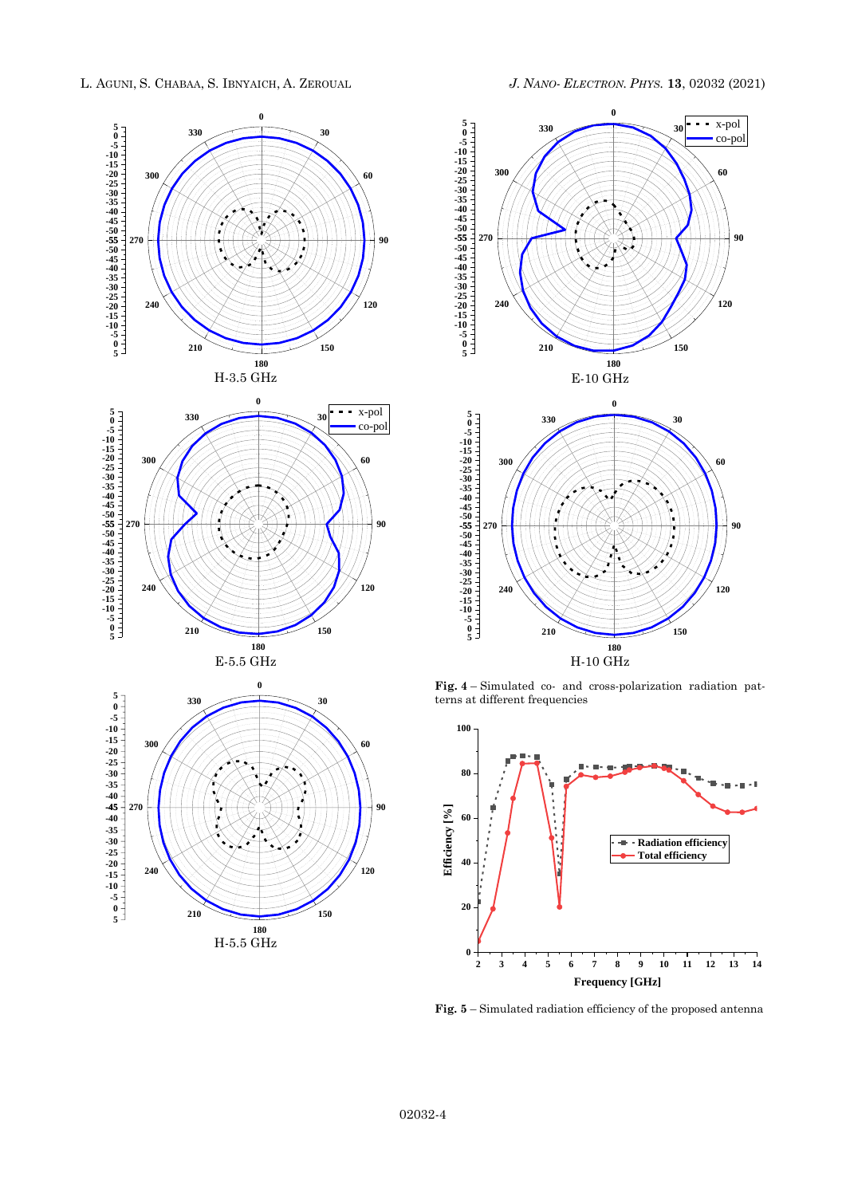H-3.5 GHz

E-10 GHz

E-5.5 GHz

H-10 GHz

H-5.5 GHz

**Fig. 4** – Simulated co- and cross-polarization radiation patterns at different frequencies

**Fig. 5** – Simulated radiation efficiency of the proposed antenna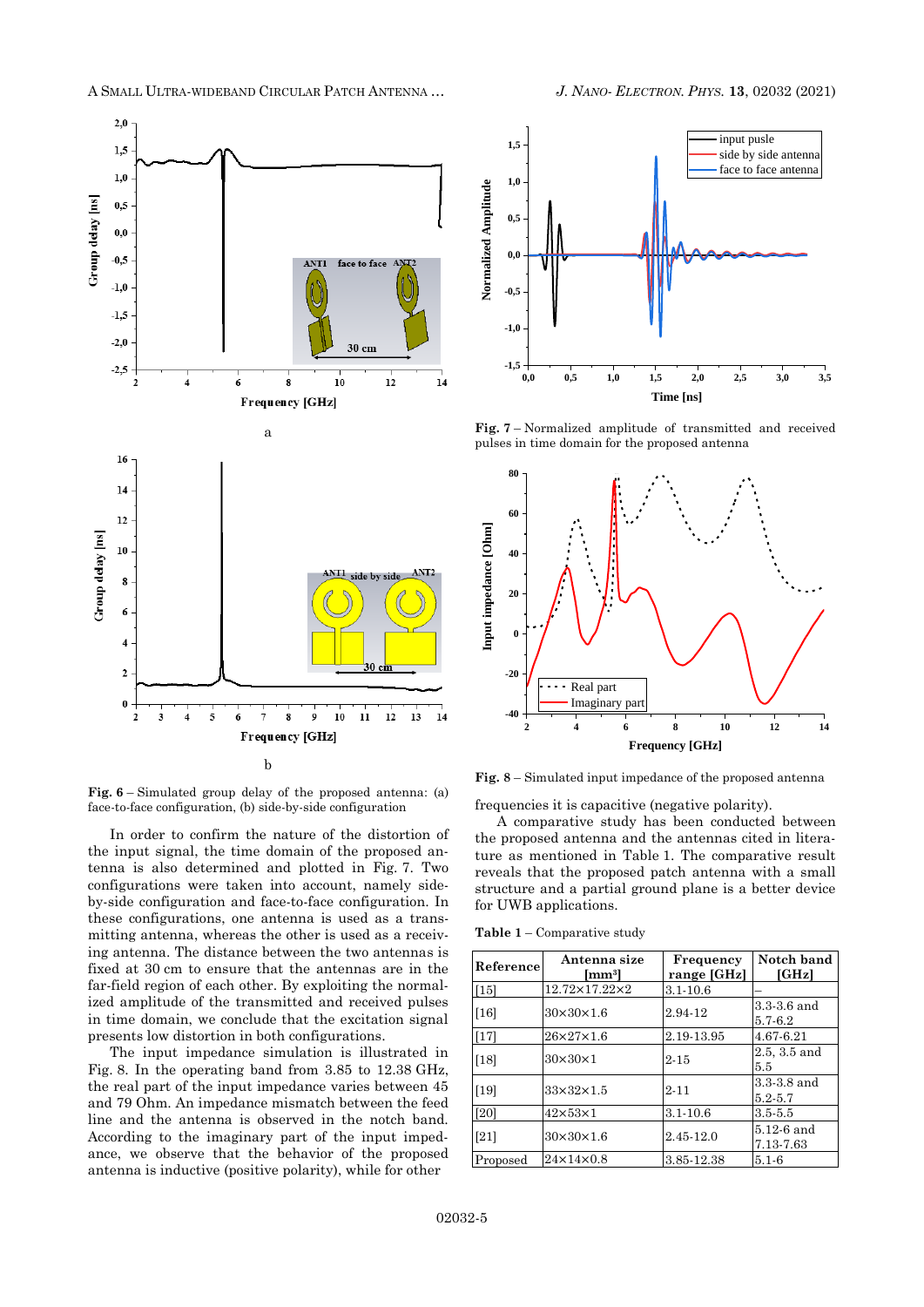Fig. 6 – Simulated group delay of the proposed antenna: (a) face-to-face configuration, (b) side-by-side configuration

In order to confirm the nature of the distortion of the input signal, the time domain of the proposed antenna is also determined and plotted in Fig. 7. Two configurations were taken into account, namely side-by-side configuration and face-to-face configuration. In these configurations, one antenna is used as a transmitting antenna, whereas the other is used as a receiving antenna. The distance between the two antennas is fixed at 30 cm to ensure that the antennas are in the far-field region of each other. By exploiting the normalized amplitude of the transmitted and received pulses in time domain, we conclude that the excitation signal presents low distortion in both configurations.

The input impedance simulation is illustrated in Fig. 8. In the operating band from 3.85 to 12.38 GHz, the real part of the input impedance varies between 45 and 79 Ohm. An impedance mismatch between the feed line and the antenna is observed in the notch band. According to the imaginary part of the input impedance, we observe that the behavior of the proposed antenna is inductive (positive polarity), while for other frequencies it is capacitive (negative polarity).

Fig. 7 – Normalized amplitude of transmitted and received pulses in time domain for the proposed antenna

Fig. 8 – Simulated input impedance of the proposed antenna

A comparative study has been conducted between the proposed antenna and the antennas cited in literature as mentioned in Table 1. The comparative result reveals that the proposed patch antenna with a small structure and a partial ground plane is a better device for UWB applications.

**Table 1** – Comparative study

| Reference | Antenna size [mm³] | Frequency range [GHz] | Notch band [GHz] |
|---|---|---|---|
| [15] | 12.72×17.22×2 | 3.1-10.6 | – |
| [16] | 30×30×1.6 | 2.94-12 | 3.3-3.6 and 5.7-6.2 |
| [17] | 26×27×1.6 | 2.19-13.95 | 4.67-6.21 |
| [18] | 30×30×1 | 2-15 | 2.5, 3.5 and 5.5 |
| [19] | 33×32×1.5 | 2-11 | 3.3-3.8 and 5.2-5.7 |
| [20] | 42×53×1 | 3.1-10.6 | 3.5-5.5 |
| [21] | 30×30×1.6 | 2.45-12.0 | 5.12-6 and 7.13-7.63 |
| Proposed | 24×14×0.8 | 3.85-12.38 | 5.1-6 |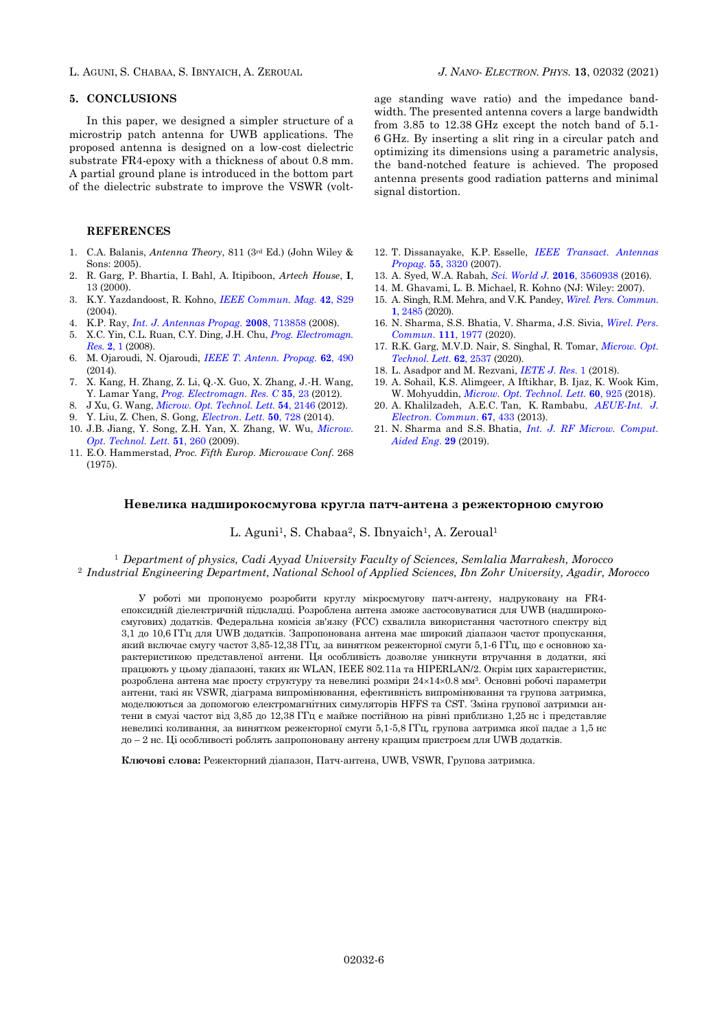## 5. CONCLUSIONS

In this paper, we designed a simpler structure of a microstrip patch antenna for UWB applications. The proposed antenna is designed on a low-cost dielectric substrate FR4-epoxy with a thickness of about 0.8 mm. A partial ground plane is introduced in the bottom part of the dielectric substrate to improve the VSWR (voltage standing wave ratio) and the impedance bandwidth. The presented antenna covers a large bandwidth from 3.85 to 12.38 GHz except the notch band of 5.1-6 GHz. By inserting a slit ring in a circular patch and optimizing its dimensions using a parametric analysis, the band-notched feature is achieved. The proposed antenna presents good radiation patterns and minimal signal distortion.

## REFERENCES

1. C.A. Balanis, *Antenna Theory*, 811 (3rd Ed.) (John Wiley & Sons: 2005).
2. R. Garg, P. Bhartia, I. Bahl, A. Itipiboon, *Artech House*, **I**, 13 (2000).
3. K.Y. Yazdandoost, R. Kohno, *IEEE Commun. Mag.* **42**, S29 (2004).
4. K.P. Ray, *Int. J. Antennas Propag.* **2008**, 713858 (2008).
5. X.C. Yin, C.L. Ruan, C.Y. Ding, J.H. Chu, *Prog. Electromagn. Res.* **2**, 1 (2008).
6. M. Ojaroudi, N. Ojaroudi, *IEEE T. Antenn. Propag.* **62**, 490 (2014).
7. X. Kang, H. Zhang, Z. Li, Q.-X. Guo, X. Zhang, J.-H. Wang, Y. Lamar Yang, *Prog. Electromagn. Res. C* **35**, 23 (2012).
8. J Xu, G. Wang, *Microw. Opt. Technol. Lett.* **54**, 2146 (2012).
9. Y. Liu, Z. Chen, S. Gong, *Electron. Lett.* **50**, 728 (2014).
10. J.B. Jiang, Y. Song, Z.H. Yan, X. Zhang, W. Wu, *Microw. Opt. Technol. Lett.* **51**, 260 (2009).
11. E.O. Hammerstad, *Proc. Fifth Europ. Microwave Conf.* 268 (1975).
12. T. Dissanayake, K.P. Esselle, *IEEE Transact. Antennas Propag.* **55**, 3320 (2007).
13. A. Syed, W.A. Rabah, *Sci. World J.* **2016**, 3560938 (2016).
14. M. Ghavami, L. B. Michael, R. Kohno (NJ: Wiley: 2007).
15. A. Singh, R.M. Mehra, and V.K. Pandey, *Wirel. Pers. Commun.* **1**, 2485 (2020).
16. N. Sharma, S.S. Bhatia, V. Sharma, J.S. Sivia, *Wirel. Pers. Commun.* **111**, 1977 (2020).
17. R.K. Garg, M.V.D. Nair, S. Singhal, R. Tomar, *Microw. Opt. Technol. Lett.* **62**, 2537 (2020).
18. L. Asadpor and M. Rezvani, *IETE J. Res.* 1 (2018).
19. A. Sohail, K.S. Alimgeer, A Iftikhar, B. Ijaz, K. Wook Kim, W. Mohyuddin, *Microw. Opt. Technol. Lett.* **60**, 925 (2018).
20. A. Khalilzadeh, A.E.C. Tan, K. Rambabu, *AEUE-Int. J. Electron. Commun.* **67**, 433 (2013).
21. N. Sharma and S.S. Bhatia, *Int. J. RF Microw. Comput. Aided Eng.* **29** (2019).

## Невелика надширокосмугова кругла патч-антена з режекторною смугою

L. Aguni[1], S. Chabaa[2], S. Ibnyaich[1], A. Zeroual[1]

[1] *Department of physics, Cadi Ayyad University Faculty of Sciences, Semlalia Marrakesh, Morocco*
[2] *Industrial Engineering Department, National School of Applied Sciences, Ibn Zohr University, Agadir, Morocco*

У роботі ми пропонуємо розробити круглу мікросмугову патч-антену, надруковану на FR4-епоксидній діелектричній підкладці. Розроблена антена зможе застосовуватися для UWB (надширокосмугових) додатків. Федеральна комісія зв'язку (FCC) схвалила використання частотного спектру від 3,1 до 10,6 ГГц для UWB додатків. Запропонована антена має широкий діапазон частот пропускання, який включає смугу частот 3,85-12,38 ГГц, за винятком режекторної смуги 5,1-6 ГГц, що є основною характеристикою представленої антени. Ця особливість дозволяє уникнути втручання в додатки, які працюють у цьому діапазоні, таких як WLAN, IEEE 802.11a та HIPERLAN/2. Окрім цих характеристик, розроблена антена має просту структуру та невеликі розміри 24×14×0.8 мм$^3$. Основні робочі параметри антени, такі як VSWR, діаграма випромінювання, ефективність випромінювання та групова затримка, моделюються за допомогою електромагнітних симуляторів HFFS та CST. Зміна групової затримки антени в смузі частот від 3,85 до 12,38 ГГц є майже постійною на рівні приблизно 1,25 нс і представляє невеликі коливання, за винятком режекторної смуги 5,1-5,8 ГГц, групова затримка якої падає з 1,5 нс до – 2 нс. Ці особливості роблять запропоновану антену кращим пристроєм для UWB додатків.

**Ключові слова:** Режекторний діапазон, Патч-антена, UWB, VSWR, Групова затримка.